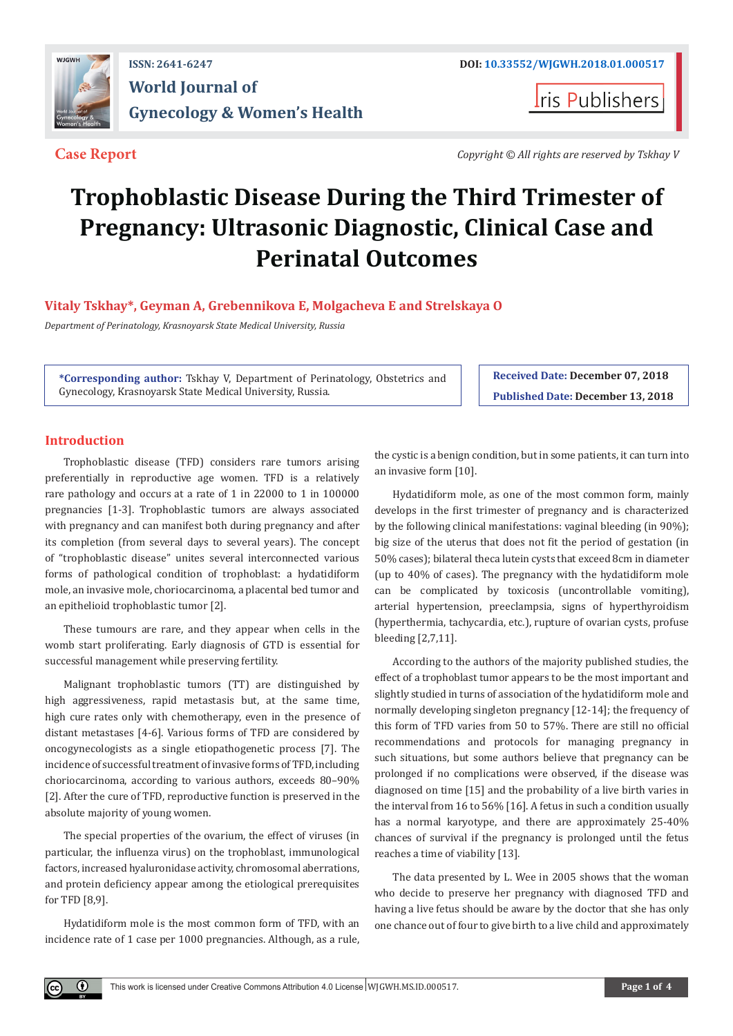**Case Report**

*Copyright © All rights are reserved by Tskhay V*

# Trophoblastic Disease During the Third Trimester of Pregnancy: Ultrasonic Diagnostic, Clinical Case and Perinatal Outcomes

**Vitaly Tskhay\*, Geyman A, Grebennikova E, Molgacheva E and Strelskaya O**

*Department of Perinatology, Krasnoyarsk State Medical University, Russia*

**\*Corresponding author:** Tskhay V, Department of Perinatology, Obstetrics and Gynecology, Krasnoyarsk State Medical University, Russia.

**Received Date:** December 07, 2018

**Published Date:** December 13, 2018

## Introduction

Trophoblastic disease (TFD) considers rare tumors arising preferentially in reproductive age women. TFD is a relatively rare pathology and occurs at a rate of 1 in 22000 to 1 in 100000 pregnancies [1-3]. Trophoblastic tumors are always associated with pregnancy and can manifest both during pregnancy and after its completion (from several days to several years). The concept of "trophoblastic disease" unites several interconnected various forms of pathological condition of trophoblast: a hydatidiform mole, an invasive mole, choriocarcinoma, a placental bed tumor and an epithelioid trophoblastic tumor [2].

These tumours are rare, and they appear when cells in the womb start proliferating. Early diagnosis of GTD is essential for successful management while preserving fertility.

Malignant trophoblastic tumors (TT) are distinguished by high aggressiveness, rapid metastasis but, at the same time, high cure rates only with chemotherapy, even in the presence of distant metastases [4-6]. Various forms of TFD are considered by oncogynecologists as a single etiopathogenetic process [7]. The incidence of successful treatment of invasive forms of TFD, including choriocarcinoma, according to various authors, exceeds 80–90% [2]. After the cure of TFD, reproductive function is preserved in the absolute majority of young women.

The special properties of the ovarium, the effect of viruses (in particular, the influenza virus) on the trophoblast, immunological factors, increased hyaluronidase activity, chromosomal aberrations, and protein deficiency appear among the etiological prerequisites for TFD [8,9].

Hydatidiform mole is the most common form of TFD, with an incidence rate of 1 case per 1000 pregnancies. Although, as a rule, the cystic is a benign condition, but in some patients, it can turn into an invasive form [10].

Hydatidiform mole, as one of the most common form, mainly develops in the first trimester of pregnancy and is characterized by the following clinical manifestations: vaginal bleeding (in 90%); big size of the uterus that does not fit the period of gestation (in 50% cases); bilateral theca lutein cysts that exceed 8cm in diameter (up to 40% of cases). The pregnancy with the hydatidiform mole can be complicated by toxicosis (uncontrollable vomiting), arterial hypertension, preeclampsia, signs of hyperthyroidism (hyperthermia, tachycardia, etc.), rupture of ovarian cysts, profuse bleeding [2,7,11].

According to the authors of the majority published studies, the effect of a trophoblast tumor appears to be the most important and slightly studied in turns of association of the hydatidiform mole and normally developing singleton pregnancy [12-14]; the frequency of this form of TFD varies from 50 to 57%. There are still no official recommendations and protocols for managing pregnancy in such situations, but some authors believe that pregnancy can be prolonged if no complications were observed, if the disease was diagnosed on time [15] and the probability of a live birth varies in the interval from 16 to 56% [16]. A fetus in such a condition usually has a normal karyotype, and there are approximately 25-40% chances of survival if the pregnancy is prolonged until the fetus reaches a time of viability [13].

The data presented by L. Wee in 2005 shows that the woman who decide to preserve her pregnancy with diagnosed TFD and having a live fetus should be aware by the doctor that she has only one chance out of four to give birth to a live child and approximately

This work is licensed under Creative Commons Attribution 4.0 License WJGWH.MS.ID.000517.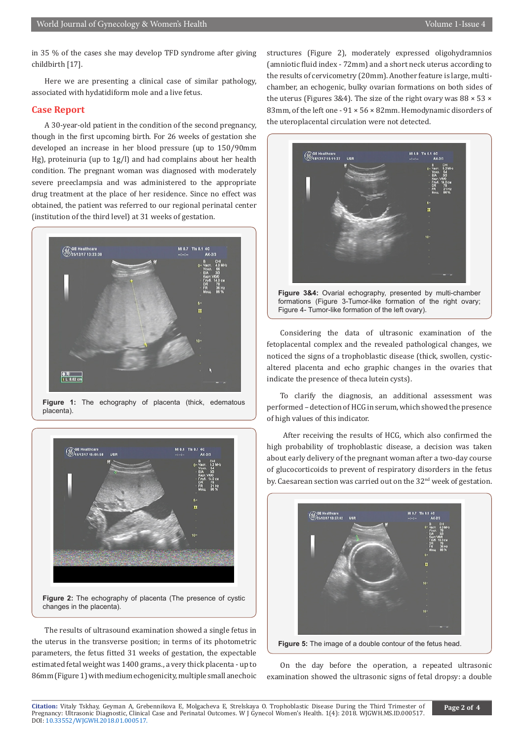in 35 % of the cases she may develop TFD syndrome after giving childbirth [17].

Here we are presenting a clinical case of similar pathology, associated with hydatidiform mole and a live fetus.

## Case Report

A 30-year-old patient in the condition of the second pregnancy, though in the first upcoming birth. For 26 weeks of gestation she developed an increase in her blood pressure (up to 150/90mm Hg), proteinuria (up to 1g/l) and had complains about her health condition. The pregnant woman was diagnosed with moderately severe preeclampsia and was administered to the appropriate drug treatment at the place of her residence. Since no effect was obtained, the patient was referred to our regional perinatal center (institution of the third level) at 31 weeks of gestation.

**Figure 1:** The echography of placenta (thick, edematous placenta).

**Figure 2:** The echography of placenta (The presence of cystic changes in the placenta).

The results of ultrasound examination showed a single fetus in the uterus in the transverse position; in terms of its photometric parameters, the fetus fitted 31 weeks of gestation, the expectable estimated fetal weight was 1400 grams., a very thick placenta - up to 86mm (Figure 1) with medium echogenicity, multiple small anechoic structures (Figure 2), moderately expressed oligohydramnios (amniotic fluid index - 72mm) and a short neck uterus according to the results of cervicometry (20mm). Another feature is large, multi-chamber, an echogenic, bulky ovarian formations on both sides of the uterus (Figures 3&4). The size of the right ovary was 88 × 53 × 83mm, of the left one - 91 × 56 × 82mm. Hemodynamic disorders of the uteroplacental circulation were not detected.

**Figure 3&4:** Ovarial echography, presented by multi-chamber formations (Figure 3-Tumor-like formation of the right ovary; Figure 4- Tumor-like formation of the left ovary).

Considering the data of ultrasonic examination of the fetoplacental complex and the revealed pathological changes, we noticed the signs of a trophoblastic disease (thick, swollen, cystic-altered placenta and echo graphic changes in the ovaries that indicate the presence of theca lutein cysts).

To clarify the diagnosis, an additional assessment was performed – detection of HCG in serum, which showed the presence of high values of this indicator.

After receiving the results of HCG, which also confirmed the high probability of trophoblastic disease, a decision was taken about early delivery of the pregnant woman after a two-day course of glucocorticoids to prevent of respiratory disorders in the fetus by. Caesarean section was carried out on the 32nd week of gestation.

**Figure 5:** The image of a double contour of the fetus head.

On the day before the operation, a repeated ultrasonic examination showed the ultrasonic signs of fetal dropsy: a double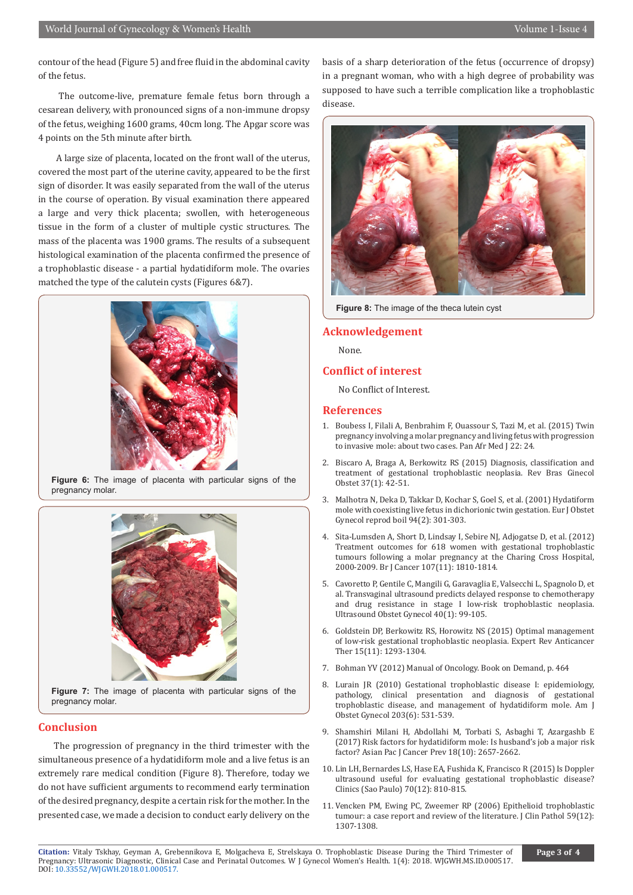contour of the head (Figure 5) and free fluid in the abdominal cavity of the fetus.

The outcome-live, premature female fetus born through a cesarean delivery, with pronounced signs of a non-immune dropsy of the fetus, weighing 1600 grams, 40cm long. The Apgar score was 4 points on the 5th minute after birth.

A large size of placenta, located on the front wall of the uterus, covered the most part of the uterine cavity, appeared to be the first sign of disorder. It was easily separated from the wall of the uterus in the course of operation. By visual examination there appeared a large and very thick placenta; swollen, with heterogeneous tissue in the form of a cluster of multiple cystic structures. The mass of the placenta was 1900 grams. The results of a subsequent histological examination of the placenta confirmed the presence of a trophoblastic disease - a partial hydatidiform mole. The ovaries matched the type of the calutein cysts (Figures 6&7).

**Figure 6:** The image of placenta with particular signs of the pregnancy molar.

**Figure 7:** The image of placenta with particular signs of the pregnancy molar.

## Conclusion

The progression of pregnancy in the third trimester with the simultaneous presence of a hydatidiform mole and a live fetus is an extremely rare medical condition (Figure 8). Therefore, today we do not have sufficient arguments to recommend early termination of the desired pregnancy, despite a certain risk for the mother. In the presented case, we made a decision to conduct early delivery on the basis of a sharp deterioration of the fetus (occurrence of dropsy) in a pregnant woman, who with a high degree of probability was supposed to have such a terrible complication like a trophoblastic disease.

**Figure 8:** The image of the theca lutein cyst

## Acknowledgement

None.

## Conflict of interest

No Conflict of Interest.

## References

1. Boubess I, Filali A, Benbrahim F, Ouassour S, Tazi M, et al. (2015) Twin pregnancy involving a molar pregnancy and living fetus with progression to invasive mole: about two cases. Pan Afr Med J 22: 24.
2. Biscaro A, Braga A, Berkowitz RS (2015) Diagnosis, classification and treatment of gestational trophoblastic neoplasia. Rev Bras Ginecol Obstet 37(1): 42-51.
3. Malhotra N, Deka D, Takkar D, Kochar S, Goel S, et al. (2001) Hydatiform mole with coexisting live fetus in dichorionic twin gestation. Eur J Obstet Gynecol reprod boil 94(2): 301-303.
4. Sita-Lumsden A, Short D, Lindsay I, Sebire NJ, Adjogatse D, et al. (2012) Treatment outcomes for 618 women with gestational trophoblastic tumours following a molar pregnancy at the Charing Cross Hospital, 2000-2009. Br J Cancer 107(11): 1810-1814.
5. Cavoretto P, Gentile C, Mangili G, Garavaglia E, Valsecchi L, Spagnolo D, et al. Transvaginal ultrasound predicts delayed response to chemotherapy and drug resistance in stage I low-risk trophoblastic neoplasia. Ultrasound Obstet Gynecol 40(1): 99-105.
6. Goldstein DP, Berkowitz RS, Horowitz NS (2015) Optimal management of low-risk gestational trophoblastic neoplasia. Expert Rev Anticancer Ther 15(11): 1293-1304.
7. Bohman YV (2012) Manual of Oncology. Book on Demand, p. 464
8. Lurain JR (2010) Gestational trophoblastic disease I: epidemiology, pathology, clinical presentation and diagnosis of gestational trophoblastic disease, and management of hydatidiform mole. Am J Obstet Gynecol 203(6): 531-539.
9. Shamshiri Milani H, Abdollahi M, Torbati S, Asbaghi T, Azargashb E (2017) Risk factors for hydatidiform mole: Is husband's job a major risk factor? Asian Pac J Cancer Prev 18(10): 2657-2662.
10. Lin LH, Bernardes LS, Hase EA, Fushida K, Francisco R (2015) Is Doppler ultrasound useful for evaluating gestational trophoblastic disease? Clinics (Sao Paulo) 70(12): 810-815.
11. Vencken PM, Ewing PC, Zweemer RP (2006) Epithelioid trophoblastic tumour: a case report and review of the literature. J Clin Pathol 59(12): 1307-1308.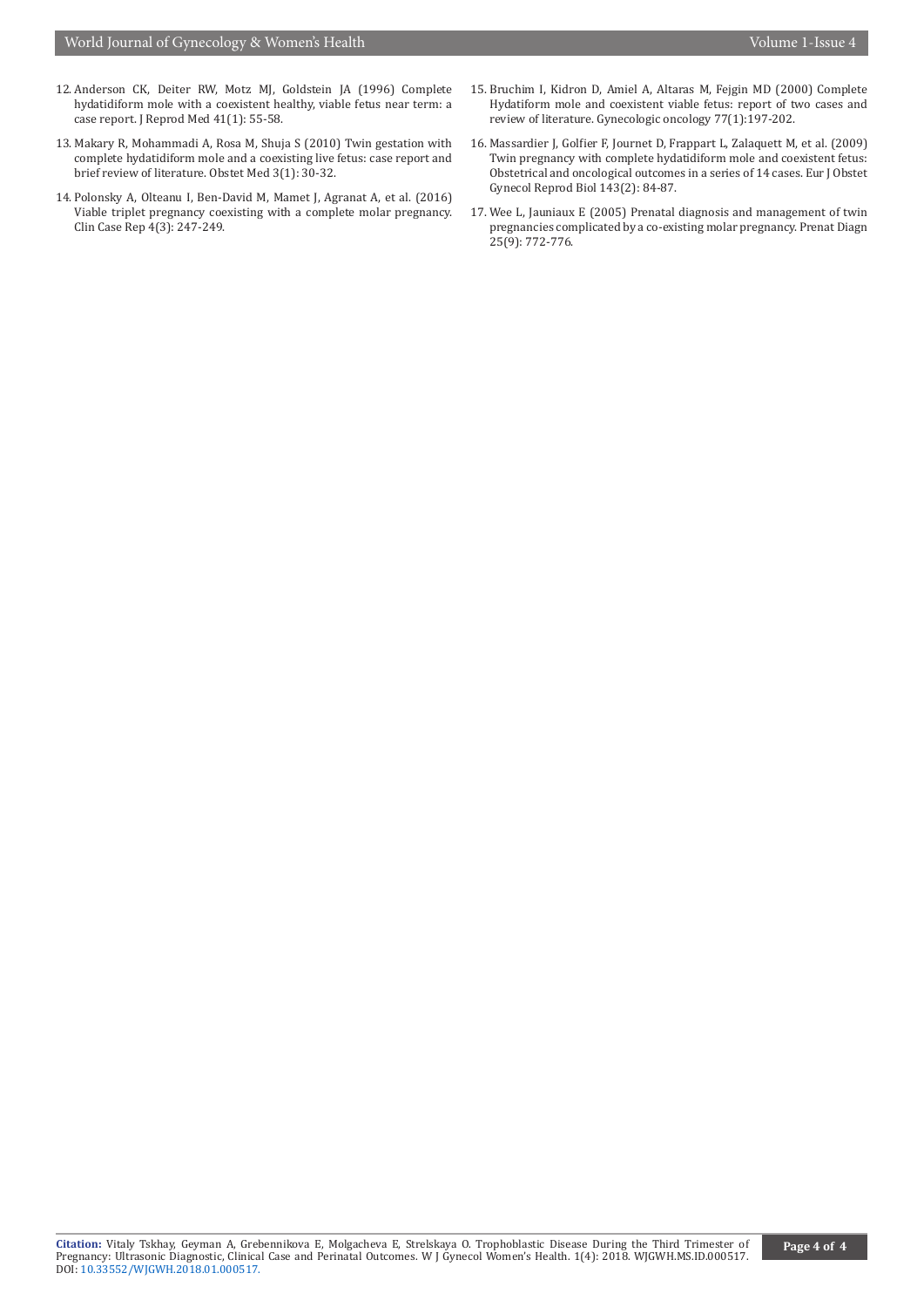12. Anderson CK, Deiter RW, Motz MJ, Goldstein JA (1996) Complete hydatidiform mole with a coexistent healthy, viable fetus near term: a case report. J Reprod Med 41(1): 55-58.
13. Makary R, Mohammadi A, Rosa M, Shuja S (2010) Twin gestation with complete hydatidiform mole and a coexisting live fetus: case report and brief review of literature. Obstet Med 3(1): 30-32.
14. Polonsky A, Olteanu I, Ben-David M, Mamet J, Agranat A, et al. (2016) Viable triplet pregnancy coexisting with a complete molar pregnancy. Clin Case Rep 4(3): 247-249.
15. Bruchim I, Kidron D, Amiel A, Altaras M, Fejgin MD (2000) Complete Hydatiform mole and coexistent viable fetus: report of two cases and review of literature. Gynecologic oncology 77(1):197-202.
16. Massardier J, Golfier F, Journet D, Frappart L, Zalaquett M, et al. (2009) Twin pregnancy with complete hydatidiform mole and coexistent fetus: Obstetrical and oncological outcomes in a series of 14 cases. Eur J Obstet Gynecol Reprod Biol 143(2): 84-87.
17. Wee L, Jauniaux E (2005) Prenatal diagnosis and management of twin pregnancies complicated by a co-existing molar pregnancy. Prenat Diagn 25(9): 772-776.